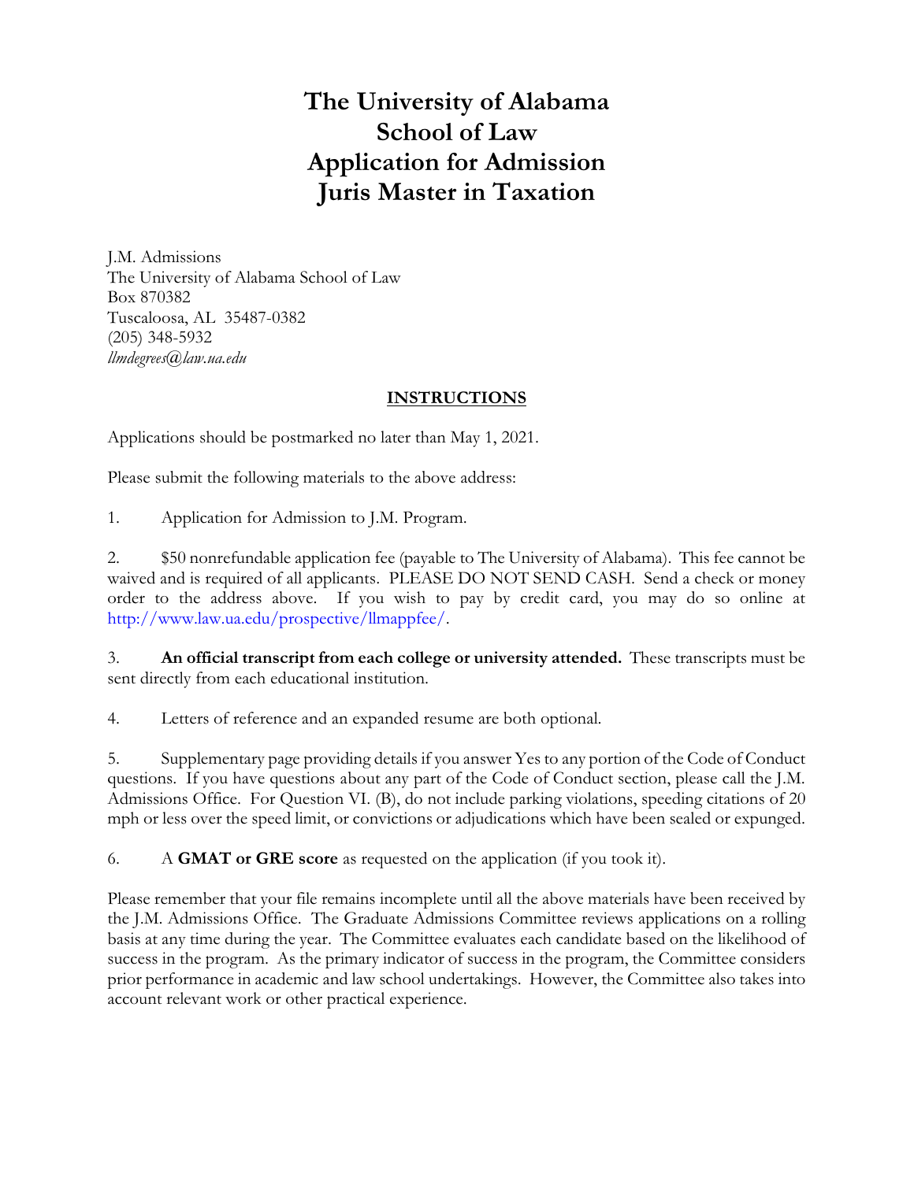# The University of Alabama School of Law Application for Admission Juris Master in Taxation

J.M. Admissions
The University of Alabama School of Law
Box 870382
Tuscaloosa, AL 35487-0382
(205) 348-5932
*llmdegrees@law.ua.edu*

## INSTRUCTIONS

Applications should be postmarked no later than May 1, 2021.

Please submit the following materials to the above address:

1. Application for Admission to J.M. Program.

2. $50 nonrefundable application fee (payable to The University of Alabama). This fee cannot be waived and is required of all applicants. PLEASE DO NOT SEND CASH. Send a check or money order to the address above. If you wish to pay by credit card, you may do so online at http://www.law.ua.edu/prospective/llmappfee/.

3. **An official transcript from each college or university attended.** These transcripts must be sent directly from each educational institution.

4. Letters of reference and an expanded resume are both optional.

5. Supplementary page providing details if you answer Yes to any portion of the Code of Conduct questions. If you have questions about any part of the Code of Conduct section, please call the J.M. Admissions Office. For Question VI. (B), do not include parking violations, speeding citations of 20 mph or less over the speed limit, or convictions or adjudications which have been sealed or expunged.

6. A **GMAT or GRE score** as requested on the application (if you took it).

Please remember that your file remains incomplete until all the above materials have been received by the J.M. Admissions Office. The Graduate Admissions Committee reviews applications on a rolling basis at any time during the year. The Committee evaluates each candidate based on the likelihood of success in the program. As the primary indicator of success in the program, the Committee considers prior performance in academic and law school undertakings. However, the Committee also takes into account relevant work or other practical experience.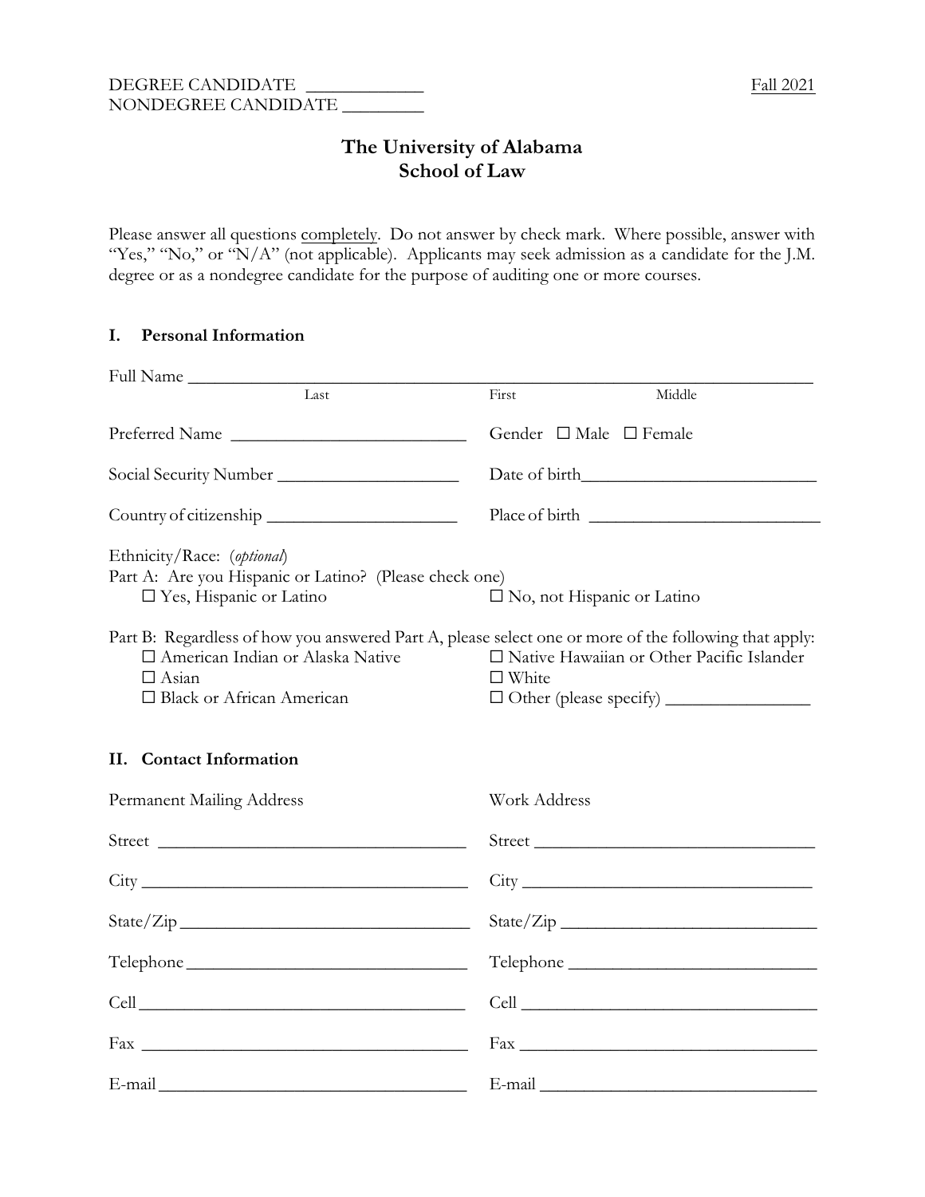DEGREE CANDIDATE ____________
NONDEGREE CANDIDATE _________

Fall 2021

# The University of Alabama
# School of Law

Please answer all questions completely. Do not answer by check mark. Where possible, answer with "Yes," "No," or "N/A" (not applicable). Applicants may seek admission as a candidate for the J.M. degree or as a nondegree candidate for the purpose of auditing one or more courses.

## I. Personal Information

Full Name ______________________________________________________________
Last First Middle

Preferred Name __________________________ Gender ☐ Male ☐ Female

Social Security Number ____________________ Date of birth__________________________

Country of citizenship _____________________ Place of birth __________________________

Ethnicity/Race: (*optional*)
Part A: Are you Hispanic or Latino? (Please check one)
- ☐ Yes, Hispanic or Latino
- ☐ No, not Hispanic or Latino

Part B: Regardless of how you answered Part A, please select one or more of the following that apply:
- ☐ American Indian or Alaska Native
- ☐ Asian
- ☐ Black or African American
- ☐ Native Hawaiian or Other Pacific Islander
- ☐ White
- ☐ Other (please specify) ________________

## II. Contact Information

| Permanent Mailing Address | Work Address |
|---|---|
| Street ______________________________ | Street ______________________________ |
| City ______________________________ | City ______________________________ |
| State/Zip ______________________________ | State/Zip ______________________________ |
| Telephone ______________________________ | Telephone ______________________________ |
| Cell ______________________________ | Cell ______________________________ |
| Fax ______________________________ | Fax ______________________________ |
| E-mail ______________________________ | E-mail ______________________________ |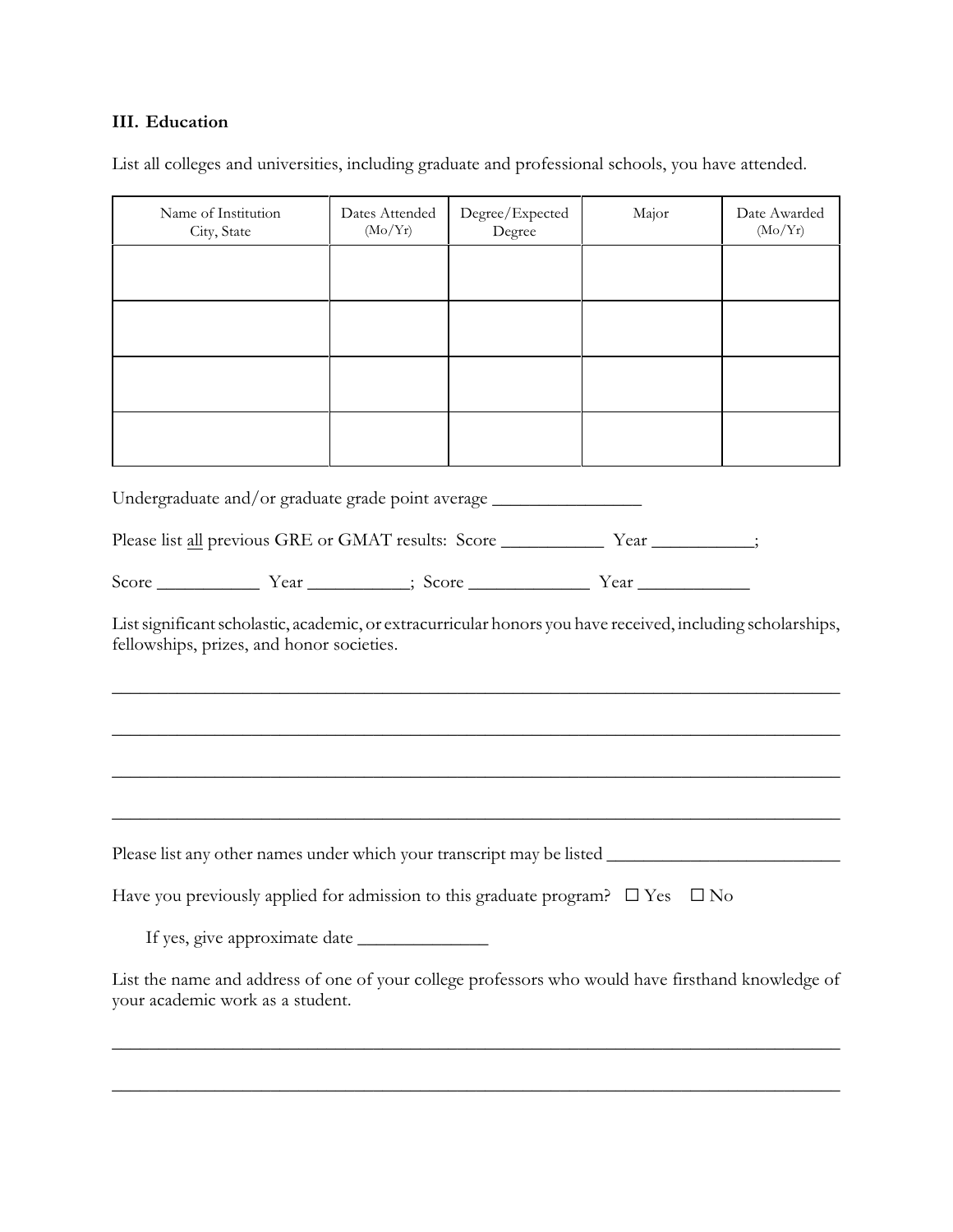### III. Education

List all colleges and universities, including graduate and professional schools, you have attended.

| Name of Institution<br>City, State | Dates Attended<br>(Mo/Yr) | Degree/Expected<br>Degree | Major | Date Awarded<br>(Mo/Yr) |
|---|---|---|---|---|
| | | | | |
| | | | | |
| | | | | |
| | | | | |

Undergraduate and/or graduate grade point average ________________

Please list <u>all</u> previous GRE or GMAT results: Score ___________ Year ___________;

Score ___________ Year ___________; Score _____________ Year ____________

List significant scholastic, academic, or extracurricular honors you have received, including scholarships, fellowships, prizes, and honor societies.

_______________________________________________________________________________

_______________________________________________________________________________

_______________________________________________________________________________

_______________________________________________________________________________

Please list any other names under which your transcript may be listed _________________________

Have you previously applied for admission to this graduate program? ☐ Yes ☐ No

If yes, give approximate date ______________

List the name and address of one of your college professors who would have firsthand knowledge of your academic work as a student.

_______________________________________________________________________________

_______________________________________________________________________________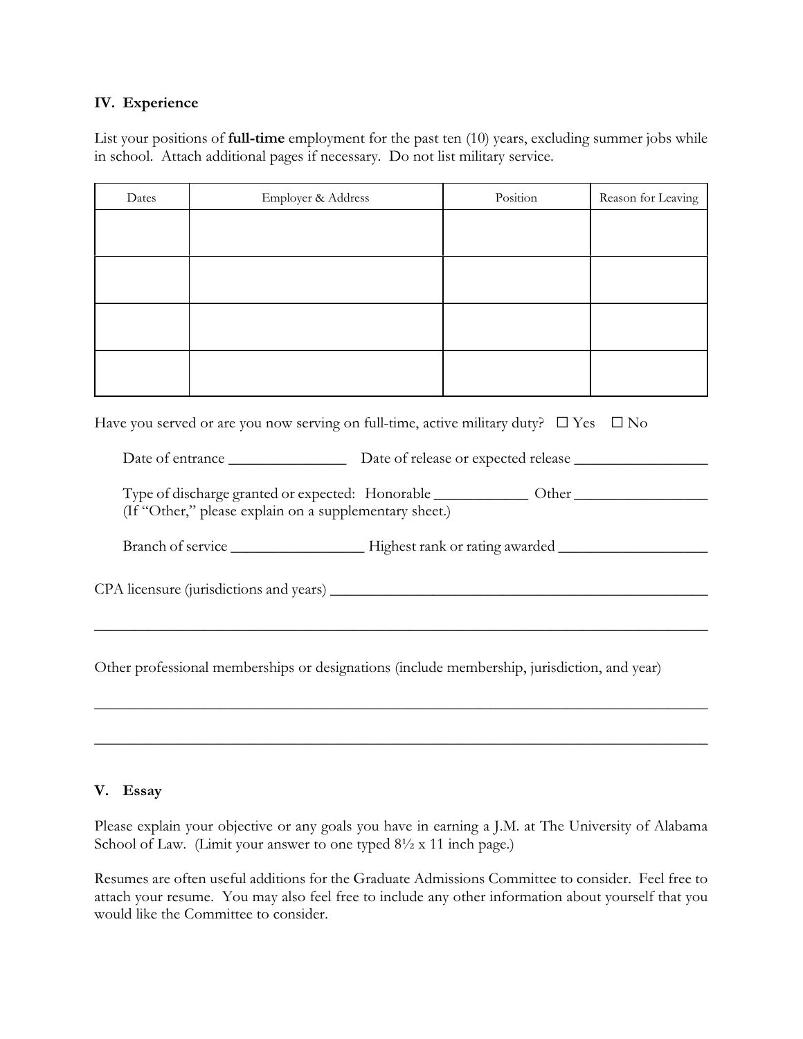### IV. Experience

List your positions of **full-time** employment for the past ten (10) years, excluding summer jobs while in school. Attach additional pages if necessary. Do not list military service.

| Dates | Employer & Address | Position | Reason for Leaving |
| --- | --- | --- | --- |
| | | | |
| | | | |
| | | | |
| | | | |

Have you served or are you now serving on full-time, active military duty? ☐ Yes ☐ No

Date of entrance _______________ Date of release or expected release _________________

Type of discharge granted or expected: Honorable ____________ Other _________________
(If "Other," please explain on a supplementary sheet.)

Branch of service _________________ Highest rank or rating awarded ___________________

CPA licensure (jurisdictions and years) _________________________________________________

_____________________________________________________________________________

Other professional memberships or designations (include membership, jurisdiction, and year)

_____________________________________________________________________________

_____________________________________________________________________________

### V. Essay

Please explain your objective or any goals you have in earning a J.M. at The University of Alabama School of Law. (Limit your answer to one typed 8½ x 11 inch page.)

Resumes are often useful additions for the Graduate Admissions Committee to consider. Feel free to attach your resume. You may also feel free to include any other information about yourself that you would like the Committee to consider.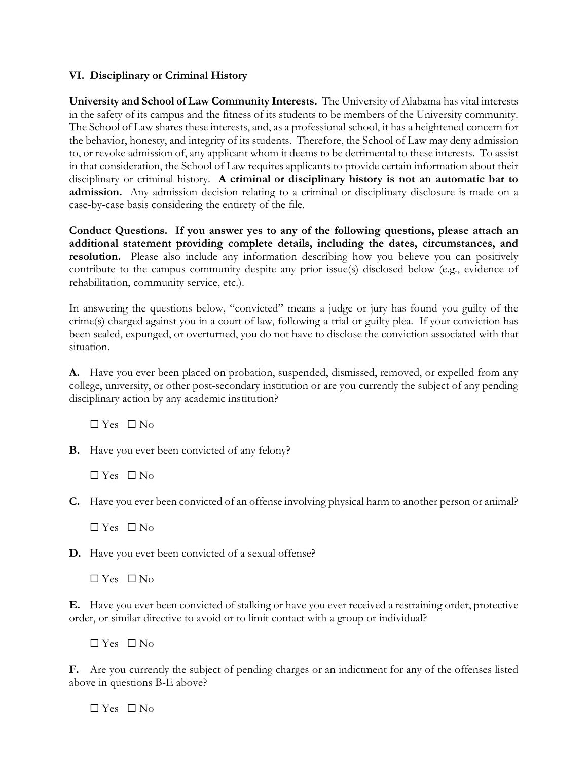## VI. Disciplinary or Criminal History

**University and School of Law Community Interests.** The University of Alabama has vital interests in the safety of its campus and the fitness of its students to be members of the University community. The School of Law shares these interests, and, as a professional school, it has a heightened concern for the behavior, honesty, and integrity of its students. Therefore, the School of Law may deny admission to, or revoke admission of, any applicant whom it deems to be detrimental to these interests. To assist in that consideration, the School of Law requires applicants to provide certain information about their disciplinary or criminal history. **A criminal or disciplinary history is not an automatic bar to admission.** Any admission decision relating to a criminal or disciplinary disclosure is made on a case-by-case basis considering the entirety of the file.

**Conduct Questions. If you answer yes to any of the following questions, please attach an additional statement providing complete details, including the dates, circumstances, and resolution.** Please also include any information describing how you believe you can positively contribute to the campus community despite any prior issue(s) disclosed below (e.g., evidence of rehabilitation, community service, etc.).

In answering the questions below, "convicted" means a judge or jury has found you guilty of the crime(s) charged against you in a court of law, following a trial or guilty plea. If your conviction has been sealed, expunged, or overturned, you do not have to disclose the conviction associated with that situation.

**A.** Have you ever been placed on probation, suspended, dismissed, removed, or expelled from any college, university, or other post-secondary institution or are you currently the subject of any pending disciplinary action by any academic institution?

☐ Yes ☐ No

**B.** Have you ever been convicted of any felony?

☐ Yes ☐ No

**C.** Have you ever been convicted of an offense involving physical harm to another person or animal?

☐ Yes ☐ No

**D.** Have you ever been convicted of a sexual offense?

☐ Yes ☐ No

**E.** Have you ever been convicted of stalking or have you ever received a restraining order, protective order, or similar directive to avoid or to limit contact with a group or individual?

☐ Yes ☐ No

**F.** Are you currently the subject of pending charges or an indictment for any of the offenses listed above in questions B-E above?

☐ Yes ☐ No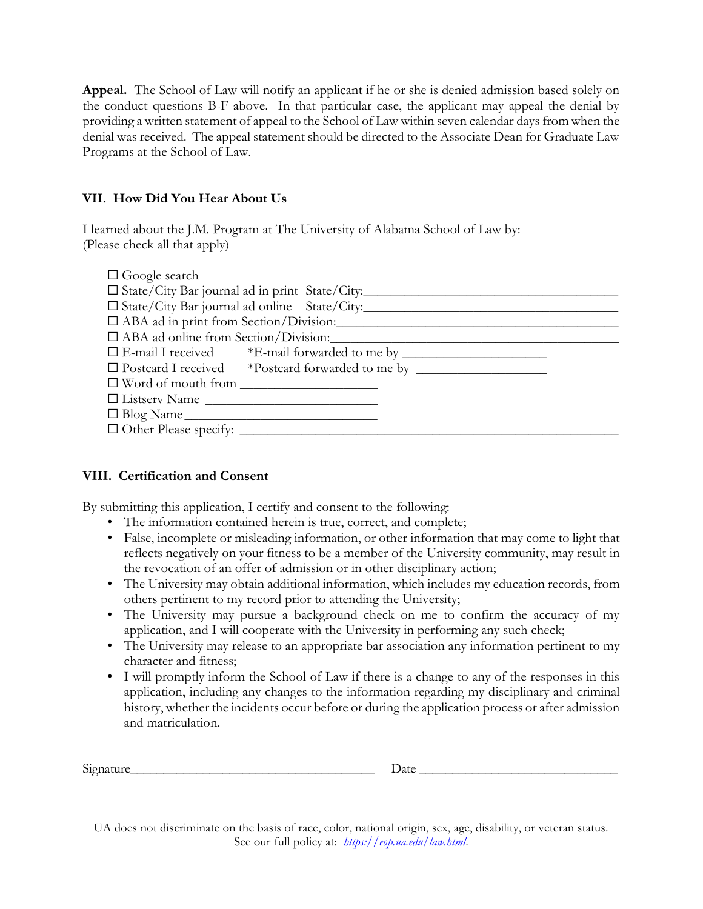**Appeal.** The School of Law will notify an applicant if he or she is denied admission based solely on the conduct questions B-F above. In that particular case, the applicant may appeal the denial by providing a written statement of appeal to the School of Law within seven calendar days from when the denial was received. The appeal statement should be directed to the Associate Dean for Graduate Law Programs at the School of Law.

## VII. How Did You Hear About Us

I learned about the J.M. Program at The University of Alabama School of Law by:
(Please check all that apply)

- ☐ Google search
- ☐ State/City Bar journal ad in print State/City:______________________________________
- ☐ State/City Bar journal ad online State/City:______________________________________
- ☐ ABA ad in print from Section/Division:__________________________________________
- ☐ ABA ad online from Section/Division:___________________________________________
- ☐ E-mail I received *E-mail forwarded to me by _____________________
- ☐ Postcard I received *Postcard forwarded to me by ___________________
- ☐ Word of mouth from ____________________
- ☐ Listserv Name __________________________
- ☐ Blog Name_____________________________
- ☐ Other Please specify: ___________________________________________________________

## VIII. Certification and Consent

By submitting this application, I certify and consent to the following:

- The information contained herein is true, correct, and complete;
- False, incomplete or misleading information, or other information that may come to light that reflects negatively on your fitness to be a member of the University community, may result in the revocation of an offer of admission or in other disciplinary action;
- The University may obtain additional information, which includes my education records, from others pertinent to my record prior to attending the University;
- The University may pursue a background check on me to confirm the accuracy of my application, and I will cooperate with the University in performing any such check;
- The University may release to an appropriate bar association any information pertinent to my character and fitness;
- I will promptly inform the School of Law if there is a change to any of the responses in this application, including any changes to the information regarding my disciplinary and criminal history, whether the incidents occur before or during the application process or after admission and matriculation.

Signature_____________________________________ Date ______________________________

UA does not discriminate on the basis of race, color, national origin, sex, age, disability, or veteran status.
See our full policy at: *https://eop.ua.edu/law.html*.